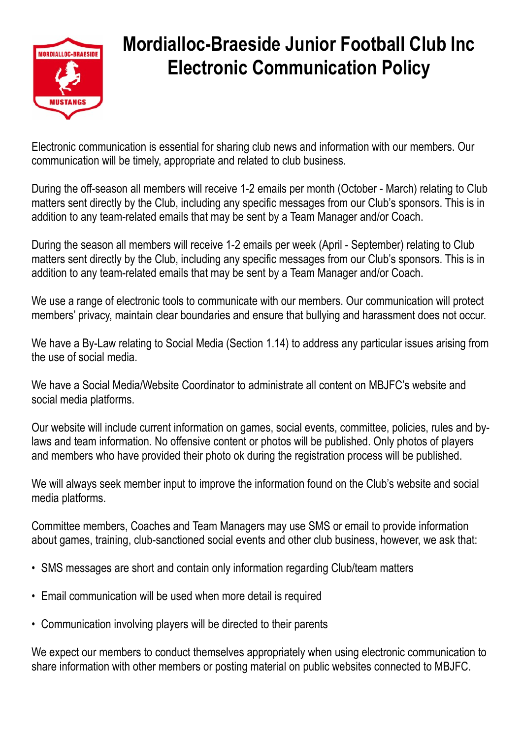# Mordialloc-Braeside Junior Football Club Inc Electronic Communication Policy

Electronic communication is essential for sharing club news and information with our members. Our communication will be timely, appropriate and related to club business.

During the off-season all members will receive 1-2 emails per month (October - March) relating to Club matters sent directly by the Club, including any specific messages from our Club's sponsors. This is in addition to any team-related emails that may be sent by a Team Manager and/or Coach.

During the season all members will receive 1-2 emails per week (April - September) relating to Club matters sent directly by the Club, including any specific messages from our Club's sponsors. This is in addition to any team-related emails that may be sent by a Team Manager and/or Coach.

We use a range of electronic tools to communicate with our members. Our communication will protect members' privacy, maintain clear boundaries and ensure that bullying and harassment does not occur.

We have a By-Law relating to Social Media (Section 1.14) to address any particular issues arising from the use of social media.

We have a Social Media/Website Coordinator to administrate all content on MBJFC's website and social media platforms.

Our website will include current information on games, social events, committee, policies, rules and by-laws and team information. No offensive content or photos will be published. Only photos of players and members who have provided their photo ok during the registration process will be published.

We will always seek member input to improve the information found on the Club's website and social media platforms.

Committee members, Coaches and Team Managers may use SMS or email to provide information about games, training, club-sanctioned social events and other club business, however, we ask that:

- SMS messages are short and contain only information regarding Club/team matters
- Email communication will be used when more detail is required
- Communication involving players will be directed to their parents

We expect our members to conduct themselves appropriately when using electronic communication to share information with other members or posting material on public websites connected to MBJFC.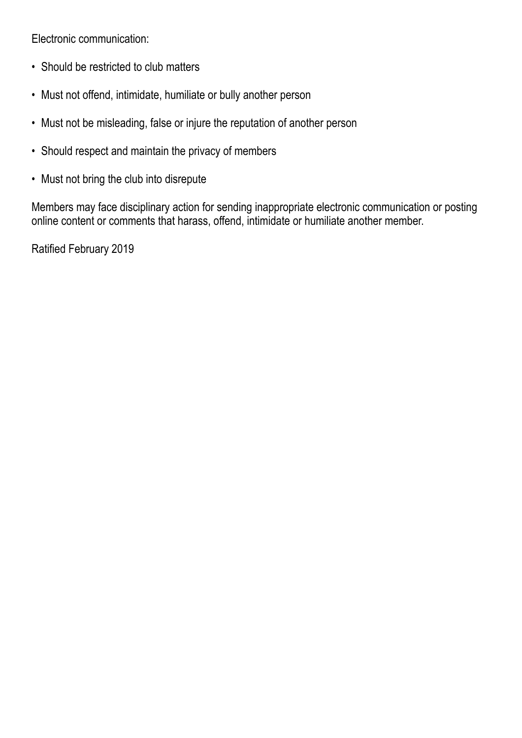Electronic communication:

- Should be restricted to club matters
- Must not offend, intimidate, humiliate or bully another person
- Must not be misleading, false or injure the reputation of another person
- Should respect and maintain the privacy of members
- Must not bring the club into disrepute

Members may face disciplinary action for sending inappropriate electronic communication or posting online content or comments that harass, offend, intimidate or humiliate another member.

Ratified February 2019